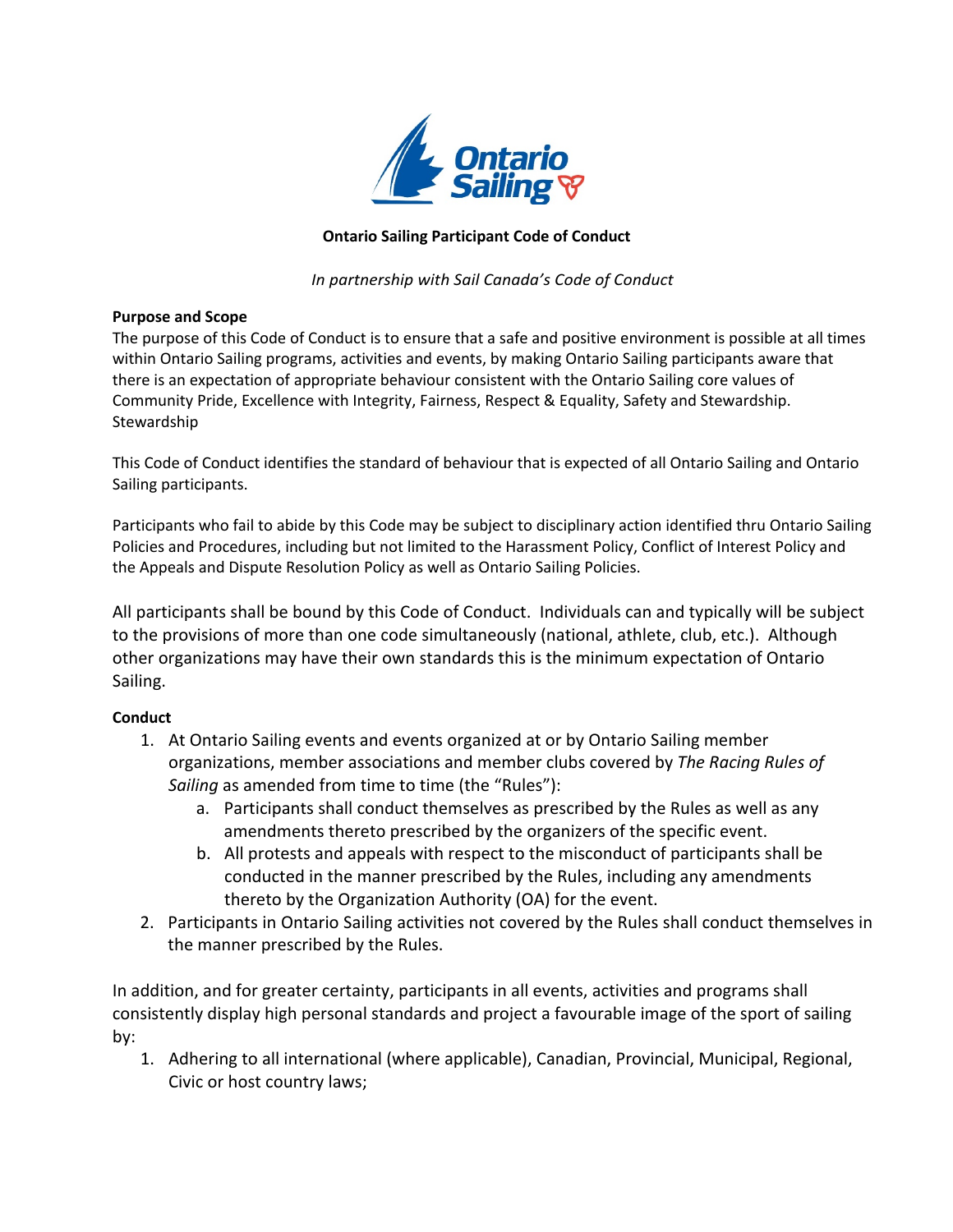**Ontario Sailing Participant Code of Conduct**

*In partnership with Sail Canada's Code of Conduct*

**Purpose and Scope**

The purpose of this Code of Conduct is to ensure that a safe and positive environment is possible at all times within Ontario Sailing programs, activities and events, by making Ontario Sailing participants aware that there is an expectation of appropriate behaviour consistent with the Ontario Sailing core values of Community Pride, Excellence with Integrity, Fairness, Respect & Equality, Safety and Stewardship. Stewardship

This Code of Conduct identifies the standard of behaviour that is expected of all Ontario Sailing and Ontario Sailing participants.

Participants who fail to abide by this Code may be subject to disciplinary action identified thru Ontario Sailing Policies and Procedures, including but not limited to the Harassment Policy, Conflict of Interest Policy and the Appeals and Dispute Resolution Policy as well as Ontario Sailing Policies.

All participants shall be bound by this Code of Conduct. Individuals can and typically will be subject to the provisions of more than one code simultaneously (national, athlete, club, etc.). Although other organizations may have their own standards this is the minimum expectation of Ontario Sailing.

**Conduct**

1. At Ontario Sailing events and events organized at or by Ontario Sailing member organizations, member associations and member clubs covered by *The Racing Rules of Sailing* as amended from time to time (the "Rules"):
   a. Participants shall conduct themselves as prescribed by the Rules as well as any amendments thereto prescribed by the organizers of the specific event.
   b. All protests and appeals with respect to the misconduct of participants shall be conducted in the manner prescribed by the Rules, including any amendments thereto by the Organization Authority (OA) for the event.
2. Participants in Ontario Sailing activities not covered by the Rules shall conduct themselves in the manner prescribed by the Rules.

In addition, and for greater certainty, participants in all events, activities and programs shall consistently display high personal standards and project a favourable image of the sport of sailing by:

1. Adhering to all international (where applicable), Canadian, Provincial, Municipal, Regional, Civic or host country laws;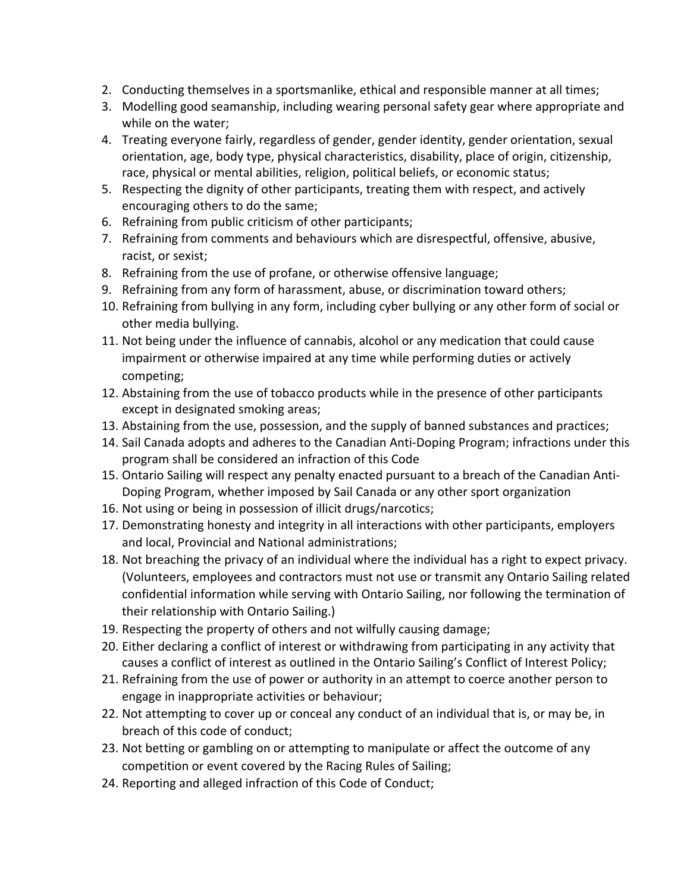2. Conducting themselves in a sportsmanlike, ethical and responsible manner at all times;
3. Modelling good seamanship, including wearing personal safety gear where appropriate and while on the water;
4. Treating everyone fairly, regardless of gender, gender identity, gender orientation, sexual orientation, age, body type, physical characteristics, disability, place of origin, citizenship, race, physical or mental abilities, religion, political beliefs, or economic status;
5. Respecting the dignity of other participants, treating them with respect, and actively encouraging others to do the same;
6. Refraining from public criticism of other participants;
7. Refraining from comments and behaviours which are disrespectful, offensive, abusive, racist, or sexist;
8. Refraining from the use of profane, or otherwise offensive language;
9. Refraining from any form of harassment, abuse, or discrimination toward others;
10. Refraining from bullying in any form, including cyber bullying or any other form of social or other media bullying.
11. Not being under the influence of cannabis, alcohol or any medication that could cause impairment or otherwise impaired at any time while performing duties or actively competing;
12. Abstaining from the use of tobacco products while in the presence of other participants except in designated smoking areas;
13. Abstaining from the use, possession, and the supply of banned substances and practices;
14. Sail Canada adopts and adheres to the Canadian Anti-Doping Program; infractions under this program shall be considered an infraction of this Code
15. Ontario Sailing will respect any penalty enacted pursuant to a breach of the Canadian Anti-Doping Program, whether imposed by Sail Canada or any other sport organization
16. Not using or being in possession of illicit drugs/narcotics;
17. Demonstrating honesty and integrity in all interactions with other participants, employers and local, Provincial and National administrations;
18. Not breaching the privacy of an individual where the individual has a right to expect privacy. (Volunteers, employees and contractors must not use or transmit any Ontario Sailing related confidential information while serving with Ontario Sailing, nor following the termination of their relationship with Ontario Sailing.)
19. Respecting the property of others and not wilfully causing damage;
20. Either declaring a conflict of interest or withdrawing from participating in any activity that causes a conflict of interest as outlined in the Ontario Sailing's Conflict of Interest Policy;
21. Refraining from the use of power or authority in an attempt to coerce another person to engage in inappropriate activities or behaviour;
22. Not attempting to cover up or conceal any conduct of an individual that is, or may be, in breach of this code of conduct;
23. Not betting or gambling on or attempting to manipulate or affect the outcome of any competition or event covered by the Racing Rules of Sailing;
24. Reporting and alleged infraction of this Code of Conduct;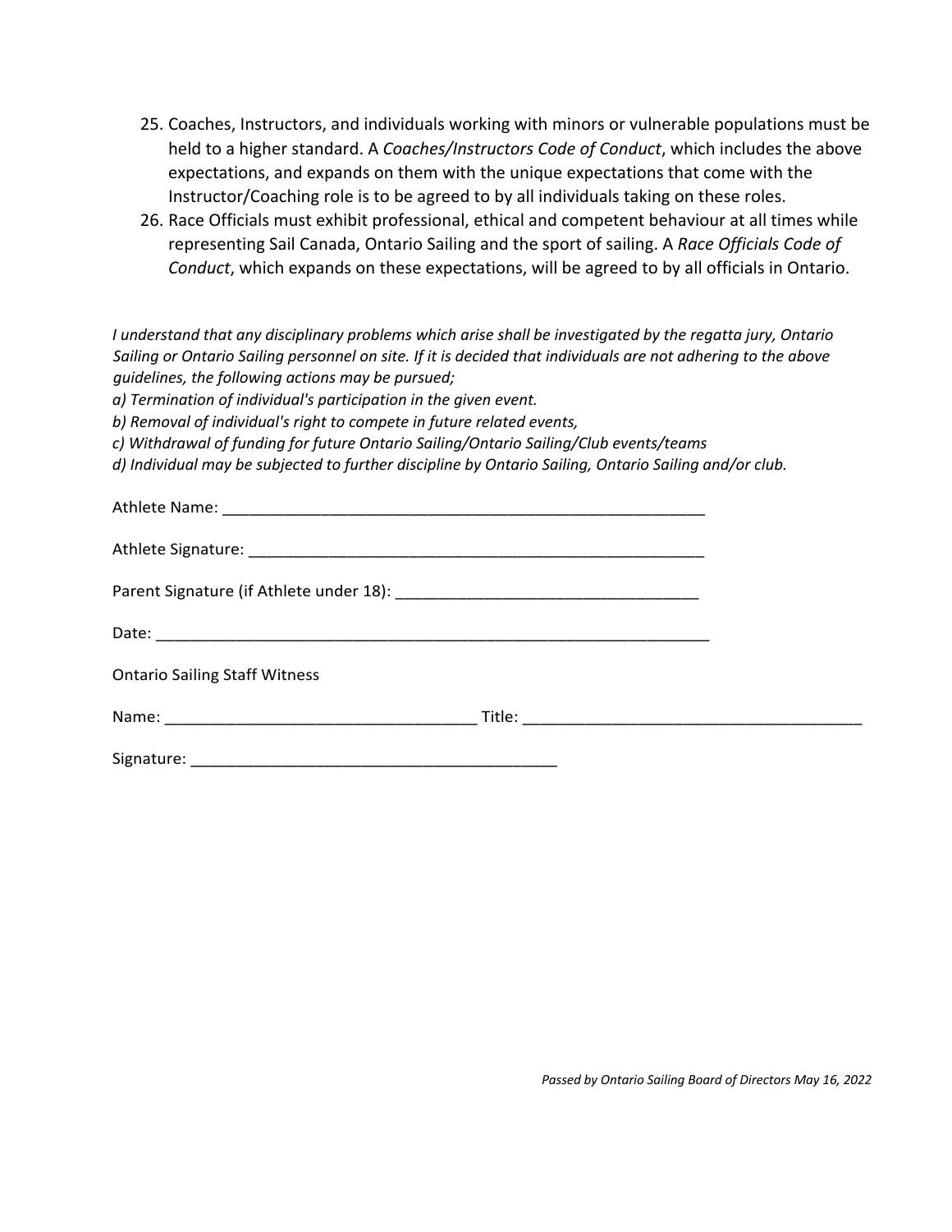25. Coaches, Instructors, and individuals working with minors or vulnerable populations must be held to a higher standard. A *Coaches/Instructors Code of Conduct*, which includes the above expectations, and expands on them with the unique expectations that come with the Instructor/Coaching role is to be agreed to by all individuals taking on these roles.
26. Race Officials must exhibit professional, ethical and competent behaviour at all times while representing Sail Canada, Ontario Sailing and the sport of sailing. A *Race Officials Code of Conduct*, which expands on these expectations, will be agreed to by all officials in Ontario.

*I understand that any disciplinary problems which arise shall be investigated by the regatta jury, Ontario Sailing or Ontario Sailing personnel on site. If it is decided that individuals are not adhering to the above guidelines, the following actions may be pursued;*
*a) Termination of individual's participation in the given event.*
*b) Removal of individual's right to compete in future related events,*
*c) Withdrawal of funding for future Ontario Sailing/Ontario Sailing/Club events/teams*
*d) Individual may be subjected to further discipline by Ontario Sailing, Ontario Sailing and/or club.*

Athlete Name: ________________________________________________________

Athlete Signature: ____________________________________________________

Parent Signature (if Athlete under 18): __________________________________

Date: _______________________________________________________________

Ontario Sailing Staff Witness

Name: ___________________________________ Title: _____________________________________

Signature: ________________________________________

*Passed by Ontario Sailing Board of Directors May 16, 2022*